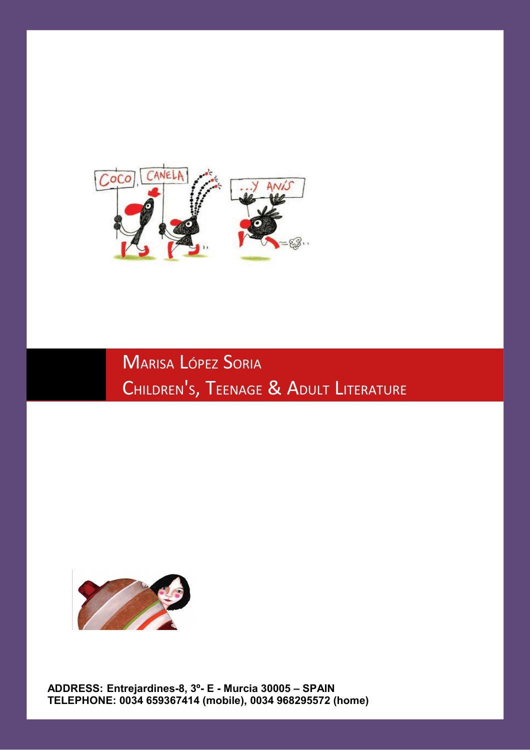# Marisa López Soria

## Children's, Teenage & Adult Literature

**ADDRESS: Entrejardines-8, 3º- E - Murcia 30005 – SPAIN**
**TELEPHONE: 0034 659367414 (mobile), 0034 968295572 (home)**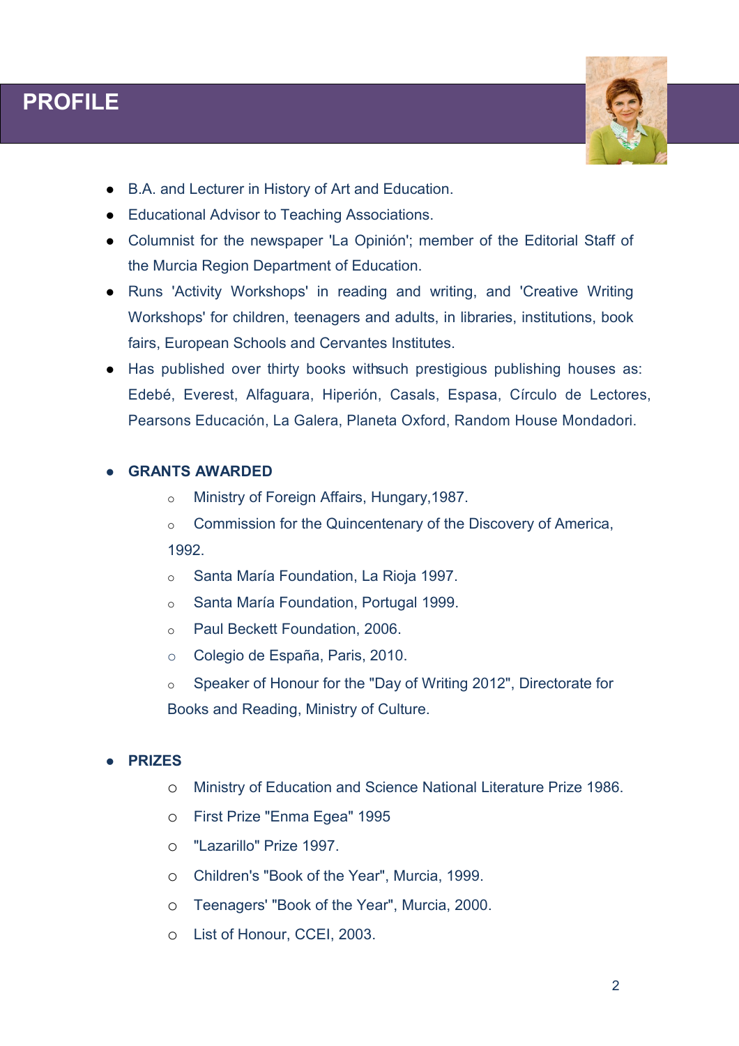# PROFILE

- B.A. and Lecturer in History of Art and Education.
- Educational Advisor to Teaching Associations.
- Columnist for the newspaper 'La Opinión'; member of the Editorial Staff of the Murcia Region Department of Education.
- Runs 'Activity Workshops' in reading and writing, and 'Creative Writing Workshops' for children, teenagers and adults, in libraries, institutions, book fairs, European Schools and Cervantes Institutes.
- Has published over thirty books withsuch prestigious publishing houses as: Edebé, Everest, Alfaguara, Hiperión, Casals, Espasa, Círculo de Lectores, Pearsons Educación, La Galera, Planeta Oxford, Random House Mondadori.

- **GRANTS AWARDED**
  - Ministry of Foreign Affairs, Hungary,1987.
  - Commission for the Quincentenary of the Discovery of America, 1992.
  - Santa María Foundation, La Rioja 1997.
  - Santa María Foundation, Portugal 1999.
  - Paul Beckett Foundation, 2006.
  - Colegio de España, Paris, 2010.
  - Speaker of Honour for the "Day of Writing 2012", Directorate for Books and Reading, Ministry of Culture.

- **PRIZES**
  - Ministry of Education and Science National Literature Prize 1986.
  - First Prize "Enma Egea" 1995
  - "Lazarillo" Prize 1997.
  - Children's "Book of the Year", Murcia, 1999.
  - Teenagers' "Book of the Year", Murcia, 2000.
  - List of Honour, CCEI, 2003.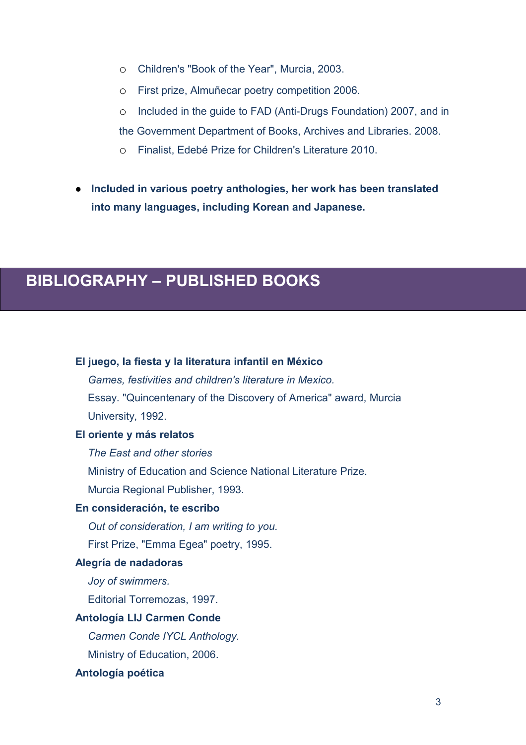- Children's "Book of the Year", Murcia, 2003.
  - First prize, Almuñecar poetry competition 2006.
  - Included in the guide to FAD (Anti-Drugs Foundation) 2007, and in the Government Department of Books, Archives and Libraries. 2008.
  - Finalist, Edebé Prize for Children's Literature 2010.

- **Included in various poetry anthologies, her work has been translated into many languages, including Korean and Japanese.**

## BIBLIOGRAPHY – PUBLISHED BOOKS

**El juego, la fiesta y la literatura infantil en México**
*Games, festivities and children's literature in Mexico.*
Essay. "Quincentenary of the Discovery of America" award, Murcia University, 1992.

**El oriente y más relatos**
*The East and other stories*
Ministry of Education and Science National Literature Prize.
Murcia Regional Publisher, 1993.

**En consideración, te escribo**
*Out of consideration, I am writing to you.*
First Prize, "Emma Egea" poetry, 1995.

**Alegría de nadadoras**
*Joy of swimmers.*
Editorial Torremozas, 1997.

**Antología LIJ Carmen Conde**
*Carmen Conde IYCL Anthology.*
Ministry of Education, 2006.

**Antología poética**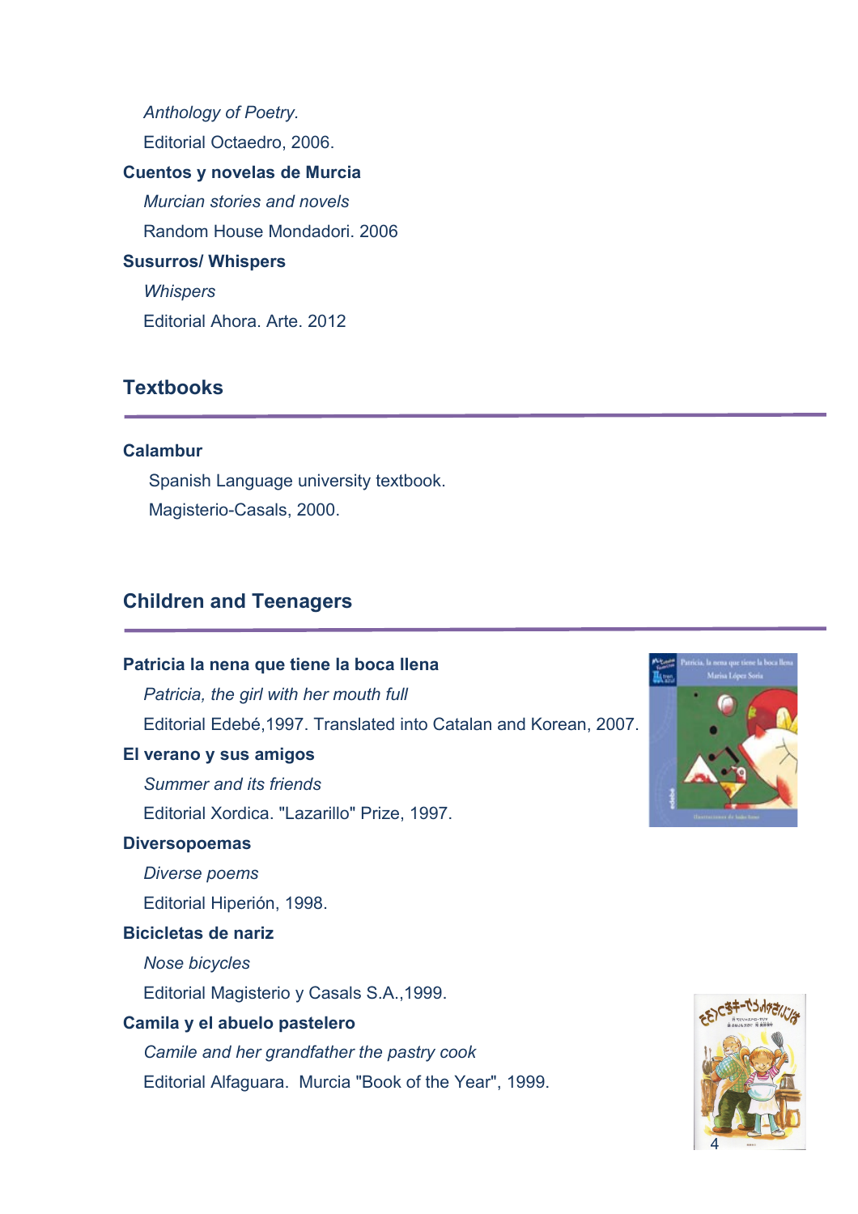*Anthology of Poetry.*

Editorial Octaedro, 2006.

**Cuentos y novelas de Murcia**

*Murcian stories and novels*

Random House Mondadori. 2006

**Susurros/ Whispers**

*Whispers*

Editorial Ahora. Arte. 2012

## Textbooks

**Calambur**

Spanish Language university textbook.

Magisterio-Casals, 2000.

## Children and Teenagers

**Patricia la nena que tiene la boca llena**

*Patricia, the girl with her mouth full*

Editorial Edebé,1997. Translated into Catalan and Korean, 2007.

**El verano y sus amigos**

*Summer and its friends*

Editorial Xordica. "Lazarillo" Prize, 1997.

**Diversopoemas**

*Diverse poems*

Editorial Hiperión, 1998.

**Bicicletas de nariz**

*Nose bicycles*

Editorial Magisterio y Casals S.A.,1999.

**Camila y el abuelo pastelero**

*Camile and her grandfather the pastry cook*

Editorial Alfaguara. Murcia "Book of the Year", 1999.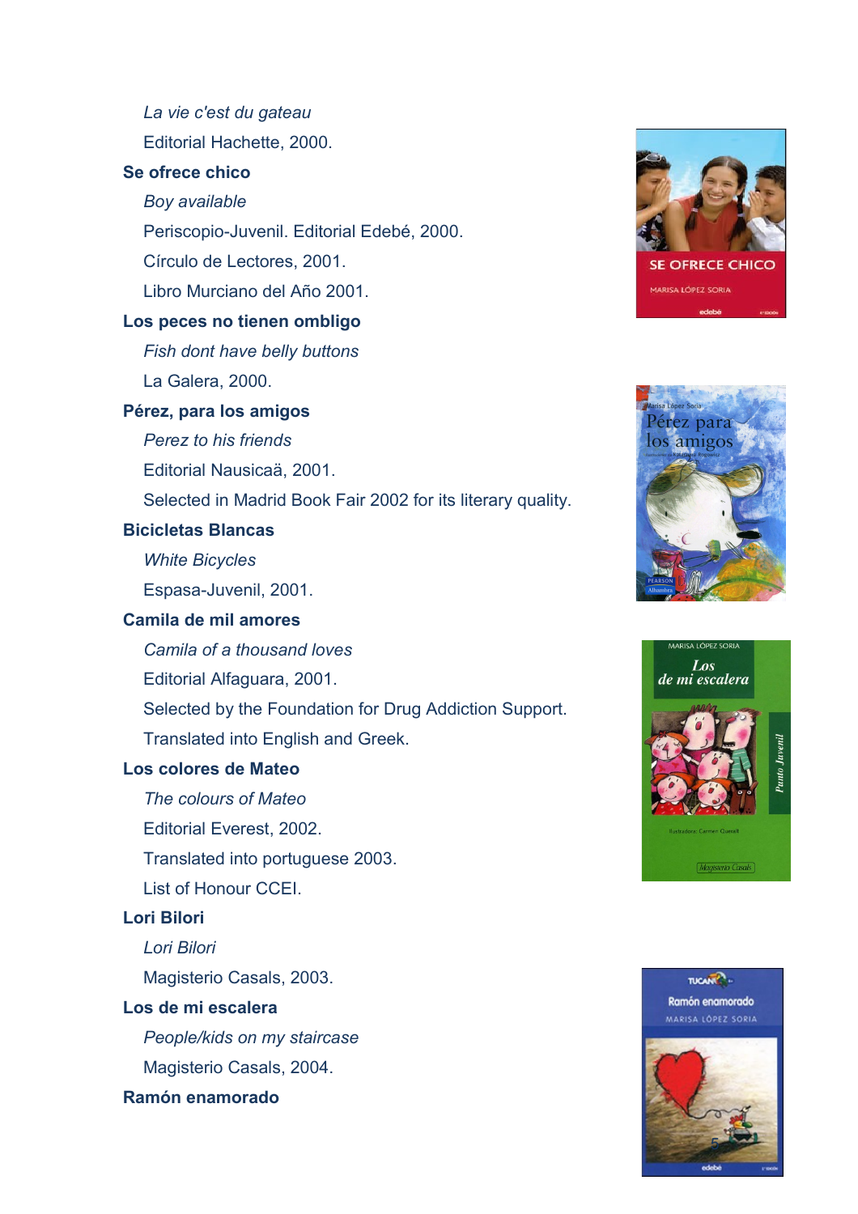*La vie c'est du gateau*

Editorial Hachette, 2000.

**Se ofrece chico**

*Boy available*

Periscopio-Juvenil. Editorial Edebé, 2000.

Círculo de Lectores, 2001.

Libro Murciano del Año 2001.

**Los peces no tienen ombligo**

*Fish dont have belly buttons*

La Galera, 2000.

**Pérez, para los amigos**

*Perez to his friends*

Editorial Nausicaä, 2001.

Selected in Madrid Book Fair 2002 for its literary quality.

**Bicicletas Blancas**

*White Bicycles*

Espasa-Juvenil, 2001.

**Camila de mil amores**

*Camila of a thousand loves*

Editorial Alfaguara, 2001.

Selected by the Foundation for Drug Addiction Support.

Translated into English and Greek.

**Los colores de Mateo**

*The colours of Mateo*

Editorial Everest, 2002.

Translated into portuguese 2003.

List of Honour CCEI.

**Lori Bilori**

*Lori Bilori*

Magisterio Casals, 2003.

**Los de mi escalera**

*People/kids on my staircase*

Magisterio Casals, 2004.

**Ramón enamorado**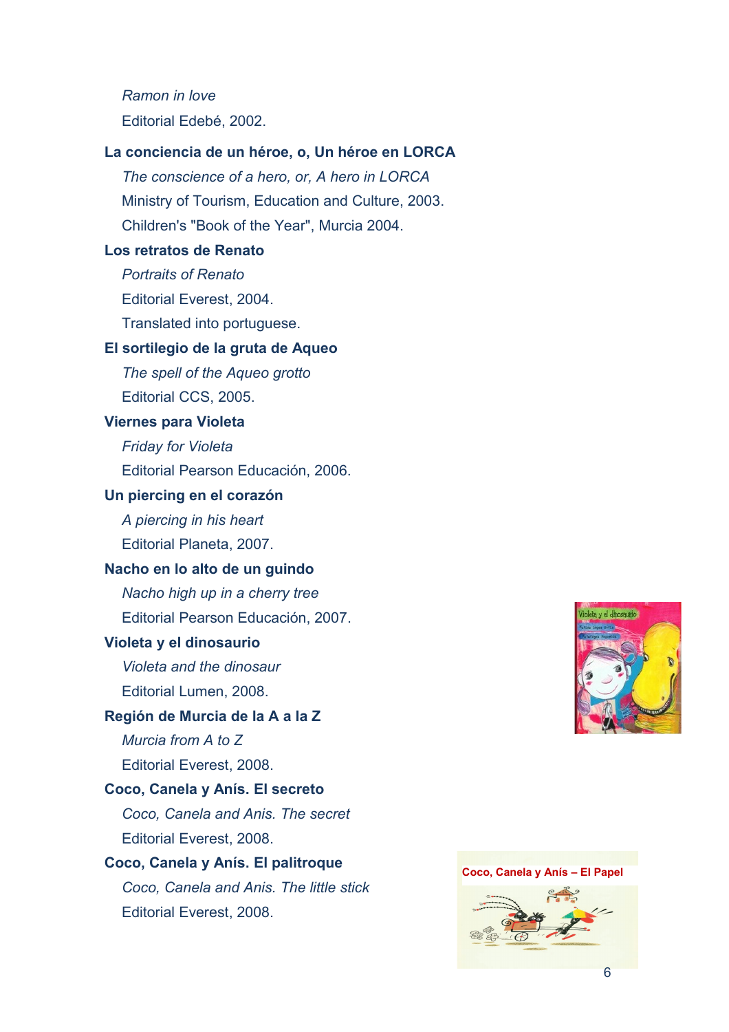*Ramon in love*

Editorial Edebé, 2002.

**La conciencia de un héroe, o, Un héroe en LORCA**

*The conscience of a hero, or, A hero in LORCA*

Ministry of Tourism, Education and Culture, 2003.

Children's "Book of the Year", Murcia 2004.

**Los retratos de Renato**

*Portraits of Renato*

Editorial Everest, 2004.

Translated into portuguese.

**El sortilegio de la gruta de Aqueo**

*The spell of the Aqueo grotto*

Editorial CCS, 2005.

**Viernes para Violeta**

*Friday for Violeta*

Editorial Pearson Educación, 2006.

**Un piercing en el corazón**

*A piercing in his heart*

Editorial Planeta, 2007.

**Nacho en lo alto de un guindo**

*Nacho high up in a cherry tree*

Editorial Pearson Educación, 2007.

**Violeta y el dinosaurio**

*Violeta and the dinosaur*

Editorial Lumen, 2008.

**Región de Murcia de la A a la Z**

*Murcia from A to Z*

Editorial Everest, 2008.

**Coco, Canela y Anís. El secreto**

*Coco, Canela and Anis. The secret*

Editorial Everest, 2008.

**Coco, Canela y Anís. El palitroque**

*Coco, Canela and Anis. The little stick*

Editorial Everest, 2008.

Coco, Canela y Anís – El Papel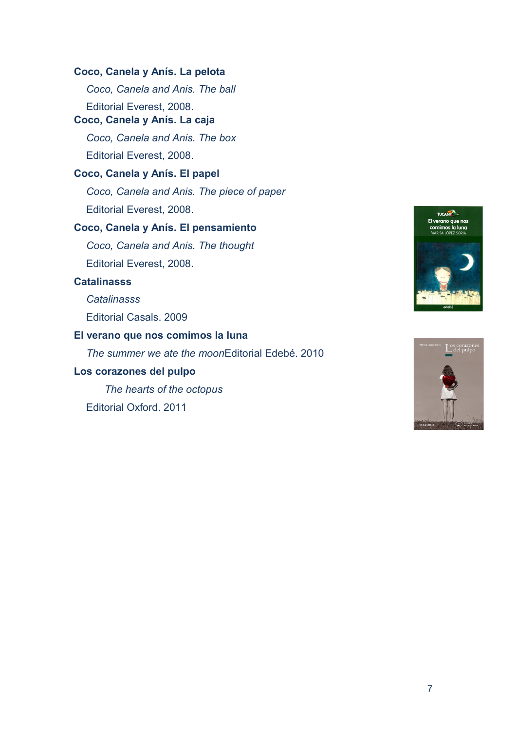**Coco, Canela y Anís. La pelota**

*Coco, Canela and Anis. The ball*

Editorial Everest, 2008.

**Coco, Canela y Anís. La caja**

*Coco, Canela and Anis. The box*

Editorial Everest, 2008.

**Coco, Canela y Anís. El papel**

*Coco, Canela and Anis. The piece of paper*

Editorial Everest, 2008.

**Coco, Canela y Anís. El pensamiento**

*Coco, Canela and Anis. The thought*

Editorial Everest, 2008.

**Catalinasss**

*Catalinasss*

Editorial Casals. 2009

**El verano que nos comimos la luna**

*The summer we ate the moon*Editorial Edebé. 2010

**Los corazones del pulpo**

*The hearts of the octopus*

Editorial Oxford. 2011